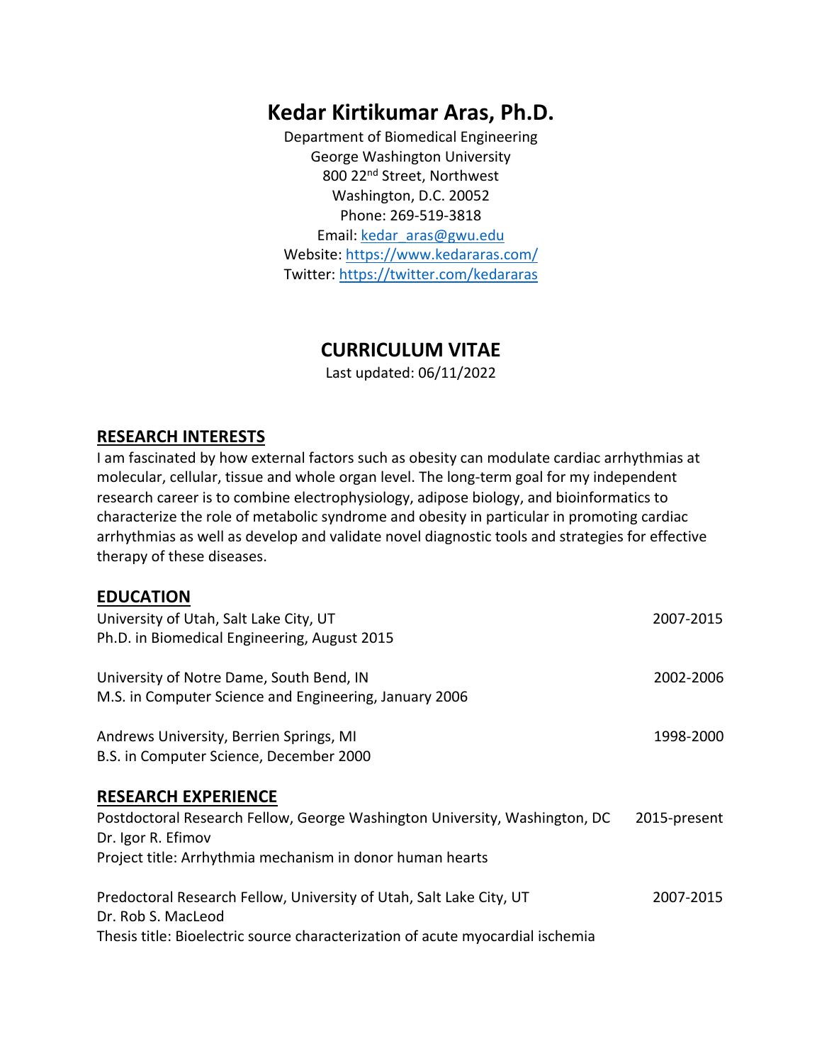# Kedar Kirtikumar Aras, Ph.D.

Department of Biomedical Engineering
George Washington University
800 22nd Street, Northwest
Washington, D.C. 20052
Phone: 269-519-3818
Email: kedar_aras@gwu.edu
Website: https://www.kedararas.com/
Twitter: https://twitter.com/kedararas

# CURRICULUM VITAE

Last updated: 06/11/2022

## RESEARCH INTERESTS

I am fascinated by how external factors such as obesity can modulate cardiac arrhythmias at molecular, cellular, tissue and whole organ level. The long-term goal for my independent research career is to combine electrophysiology, adipose biology, and bioinformatics to characterize the role of metabolic syndrome and obesity in particular in promoting cardiac arrhythmias as well as develop and validate novel diagnostic tools and strategies for effective therapy of these diseases.

## EDUCATION

University of Utah, Salt Lake City, UT — 2007-2015
Ph.D. in Biomedical Engineering, August 2015

University of Notre Dame, South Bend, IN — 2002-2006
M.S. in Computer Science and Engineering, January 2006

Andrews University, Berrien Springs, MI — 1998-2000
B.S. in Computer Science, December 2000

## RESEARCH EXPERIENCE

Postdoctoral Research Fellow, George Washington University, Washington, DC — 2015-present
Dr. Igor R. Efimov
Project title: Arrhythmia mechanism in donor human hearts

Predoctoral Research Fellow, University of Utah, Salt Lake City, UT — 2007-2015
Dr. Rob S. MacLeod
Thesis title: Bioelectric source characterization of acute myocardial ischemia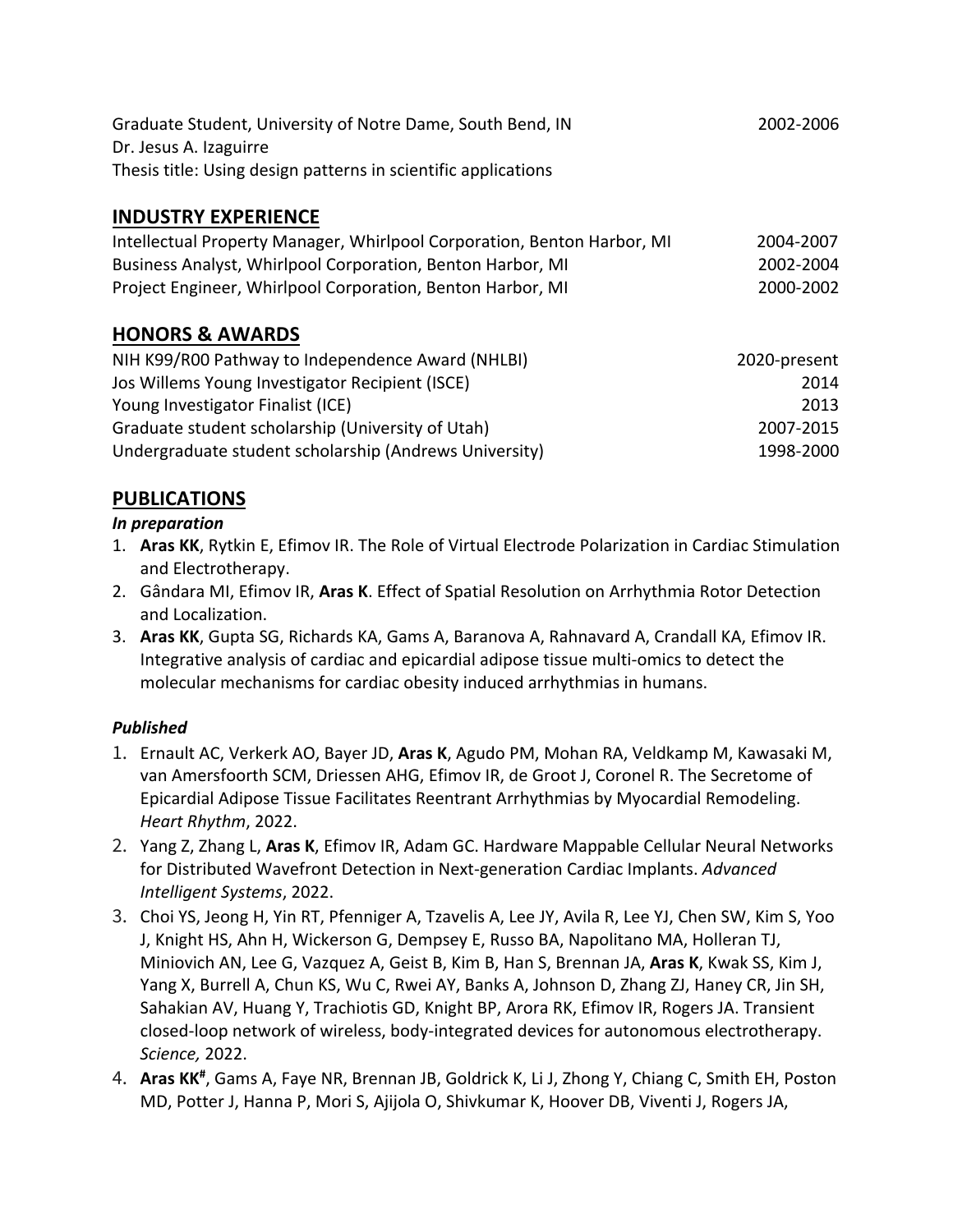Graduate Student, University of Notre Dame, South Bend, IN 2002-2006
Dr. Jesus A. Izaguirre
Thesis title: Using design patterns in scientific applications

## INDUSTRY EXPERIENCE

Intellectual Property Manager, Whirlpool Corporation, Benton Harbor, MI 2004-2007
Business Analyst, Whirlpool Corporation, Benton Harbor, MI 2002-2004
Project Engineer, Whirlpool Corporation, Benton Harbor, MI 2000-2002

## HONORS & AWARDS

NIH K99/R00 Pathway to Independence Award (NHLBI) 2020-present
Jos Willems Young Investigator Recipient (ISCE) 2014
Young Investigator Finalist (ICE) 2013
Graduate student scholarship (University of Utah) 2007-2015
Undergraduate student scholarship (Andrews University) 1998-2000

## PUBLICATIONS

***In preparation***

1. **Aras KK**, Rytkin E, Efimov IR. The Role of Virtual Electrode Polarization in Cardiac Stimulation and Electrotherapy.
2. Gândara MI, Efimov IR, **Aras K**. Effect of Spatial Resolution on Arrhythmia Rotor Detection and Localization.
3. **Aras KK**, Gupta SG, Richards KA, Gams A, Baranova A, Rahnavard A, Crandall KA, Efimov IR. Integrative analysis of cardiac and epicardial adipose tissue multi-omics to detect the molecular mechanisms for cardiac obesity induced arrhythmias in humans.

***Published***

1. Ernault AC, Verkerk AO, Bayer JD, **Aras K**, Agudo PM, Mohan RA, Veldkamp M, Kawasaki M, van Amersfoorth SCM, Driessen AHG, Efimov IR, de Groot J, Coronel R. The Secretome of Epicardial Adipose Tissue Facilitates Reentrant Arrhythmias by Myocardial Remodeling. *Heart Rhythm*, 2022.
2. Yang Z, Zhang L, **Aras K**, Efimov IR, Adam GC. Hardware Mappable Cellular Neural Networks for Distributed Wavefront Detection in Next-generation Cardiac Implants. *Advanced Intelligent Systems*, 2022.
3. Choi YS, Jeong H, Yin RT, Pfenniger A, Tzavelis A, Lee JY, Avila R, Lee YJ, Chen SW, Kim S, Yoo J, Knight HS, Ahn H, Wickerson G, Dempsey E, Russo BA, Napolitano MA, Holleran TJ, Miniovich AN, Lee G, Vazquez A, Geist B, Kim B, Han S, Brennan JA, **Aras K**, Kwak SS, Kim J, Yang X, Burrell A, Chun KS, Wu C, Rwei AY, Banks A, Johnson D, Zhang ZJ, Haney CR, Jin SH, Sahakian AV, Huang Y, Trachiotis GD, Knight BP, Arora RK, Efimov IR, Rogers JA. Transient closed-loop network of wireless, body-integrated devices for autonomous electrotherapy. *Science,* 2022.
4. **Aras KK**[#], Gams A, Faye NR, Brennan JB, Goldrick K, Li J, Zhong Y, Chiang C, Smith EH, Poston MD, Potter J, Hanna P, Mori S, Ajijola O, Shivkumar K, Hoover DB, Viventi J, Rogers JA,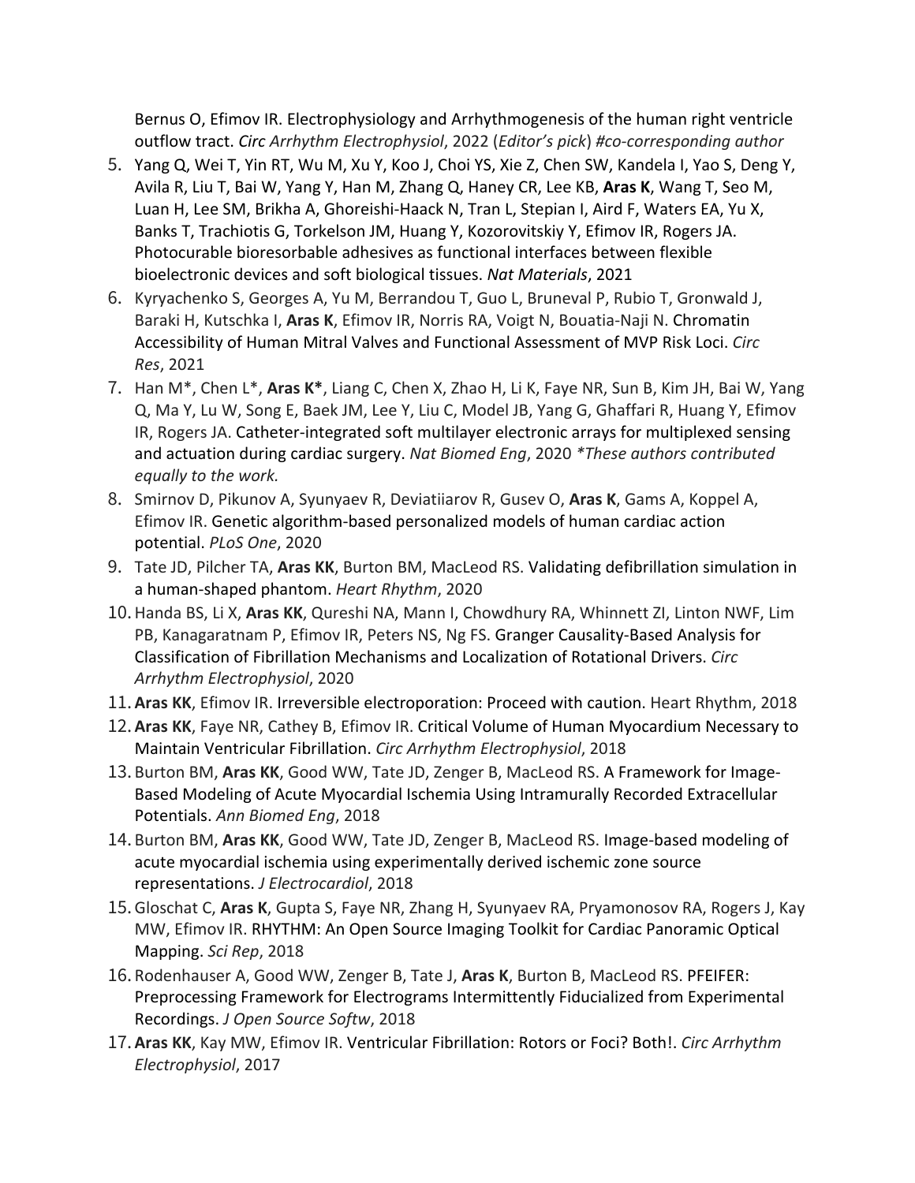Bernus O, Efimov IR. Electrophysiology and Arrhythmogenesis of the human right ventricle outflow tract. *Circ Arrhythm Electrophysiol*, 2022 (*Editor's pick*) *#co-corresponding author*

5. Yang Q, Wei T, Yin RT, Wu M, Xu Y, Koo J, Choi YS, Xie Z, Chen SW, Kandela I, Yao S, Deng Y, Avila R, Liu T, Bai W, Yang Y, Han M, Zhang Q, Haney CR, Lee KB, **Aras K**, Wang T, Seo M, Luan H, Lee SM, Brikha A, Ghoreishi-Haack N, Tran L, Stepian I, Aird F, Waters EA, Yu X, Banks T, Trachiotis G, Torkelson JM, Huang Y, Kozorovitskiy Y, Efimov IR, Rogers JA. Photocurable bioresorbable adhesives as functional interfaces between flexible bioelectronic devices and soft biological tissues. *Nat Materials*, 2021
6. Kyryachenko S, Georges A, Yu M, Berrandou T, Guo L, Bruneval P, Rubio T, Gronwald J, Baraki H, Kutschka I, **Aras K**, Efimov IR, Norris RA, Voigt N, Bouatia-Naji N. Chromatin Accessibility of Human Mitral Valves and Functional Assessment of MVP Risk Loci. *Circ Res*, 2021
7. Han M*, Chen L*, **Aras K***, Liang C, Chen X, Zhao H, Li K, Faye NR, Sun B, Kim JH, Bai W, Yang Q, Ma Y, Lu W, Song E, Baek JM, Lee Y, Liu C, Model JB, Yang G, Ghaffari R, Huang Y, Efimov IR, Rogers JA. Catheter-integrated soft multilayer electronic arrays for multiplexed sensing and actuation during cardiac surgery. *Nat Biomed Eng*, 2020 *\*These authors contributed equally to the work.*
8. Smirnov D, Pikunov A, Syunyaev R, Deviatiiarov R, Gusev O, **Aras K**, Gams A, Koppel A, Efimov IR. Genetic algorithm-based personalized models of human cardiac action potential. *PLoS One*, 2020
9. Tate JD, Pilcher TA, **Aras KK**, Burton BM, MacLeod RS. Validating defibrillation simulation in a human-shaped phantom. *Heart Rhythm*, 2020
10. Handa BS, Li X, **Aras KK**, Qureshi NA, Mann I, Chowdhury RA, Whinnett ZI, Linton NWF, Lim PB, Kanagaratnam P, Efimov IR, Peters NS, Ng FS. Granger Causality-Based Analysis for Classification of Fibrillation Mechanisms and Localization of Rotational Drivers. *Circ Arrhythm Electrophysiol*, 2020
11. **Aras KK**, Efimov IR. Irreversible electroporation: Proceed with caution. Heart Rhythm, 2018
12. **Aras KK**, Faye NR, Cathey B, Efimov IR. Critical Volume of Human Myocardium Necessary to Maintain Ventricular Fibrillation. *Circ Arrhythm Electrophysiol*, 2018
13. Burton BM, **Aras KK**, Good WW, Tate JD, Zenger B, MacLeod RS. A Framework for Image-Based Modeling of Acute Myocardial Ischemia Using Intramurally Recorded Extracellular Potentials. *Ann Biomed Eng*, 2018
14. Burton BM, **Aras KK**, Good WW, Tate JD, Zenger B, MacLeod RS. Image-based modeling of acute myocardial ischemia using experimentally derived ischemic zone source representations. *J Electrocardiol*, 2018
15. Gloschat C, **Aras K**, Gupta S, Faye NR, Zhang H, Syunyaev RA, Pryamonosov RA, Rogers J, Kay MW, Efimov IR. RHYTHM: An Open Source Imaging Toolkit for Cardiac Panoramic Optical Mapping. *Sci Rep*, 2018
16. Rodenhauser A, Good WW, Zenger B, Tate J, **Aras K**, Burton B, MacLeod RS. PFEIFER: Preprocessing Framework for Electrograms Intermittently Fiducialized from Experimental Recordings. *J Open Source Softw*, 2018
17. **Aras KK**, Kay MW, Efimov IR. Ventricular Fibrillation: Rotors or Foci? Both!. *Circ Arrhythm Electrophysiol*, 2017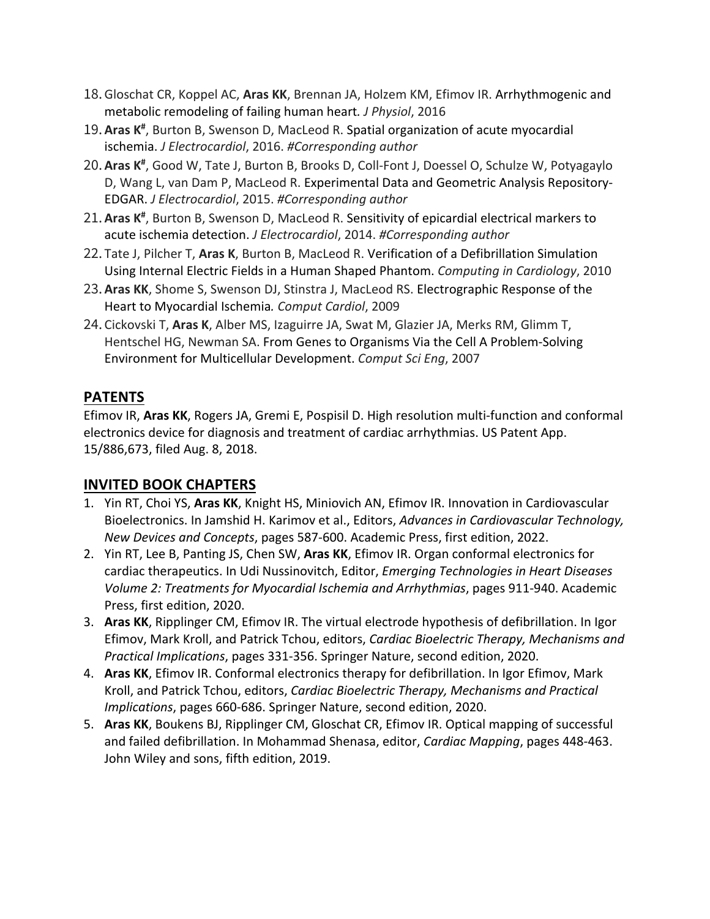18. Gloschat CR, Koppel AC, **Aras KK**, Brennan JA, Holzem KM, Efimov IR. Arrhythmogenic and metabolic remodeling of failing human heart. *J Physiol*, 2016
19. **Aras K[#]**, Burton B, Swenson D, MacLeod R. Spatial organization of acute myocardial ischemia. *J Electrocardiol*, 2016. *#Corresponding author*
20. **Aras K[#]**, Good W, Tate J, Burton B, Brooks D, Coll-Font J, Doessel O, Schulze W, Potyagaylo D, Wang L, van Dam P, MacLeod R. Experimental Data and Geometric Analysis Repository-EDGAR. *J Electrocardiol*, 2015. *#Corresponding author*
21. **Aras K[#]**, Burton B, Swenson D, MacLeod R. Sensitivity of epicardial electrical markers to acute ischemia detection. *J Electrocardiol*, 2014. *#Corresponding author*
22. Tate J, Pilcher T, **Aras K**, Burton B, MacLeod R. Verification of a Defibrillation Simulation Using Internal Electric Fields in a Human Shaped Phantom. *Computing in Cardiology*, 2010
23. **Aras KK**, Shome S, Swenson DJ, Stinstra J, MacLeod RS. Electrographic Response of the Heart to Myocardial Ischemia*. Comput Cardiol*, 2009
24. Cickovski T, **Aras K**, Alber MS, Izaguirre JA, Swat M, Glazier JA, Merks RM, Glimm T, Hentschel HG, Newman SA. From Genes to Organisms Via the Cell A Problem-Solving Environment for Multicellular Development. *Comput Sci Eng*, 2007

## PATENTS

Efimov IR, **Aras KK**, Rogers JA, Gremi E, Pospisil D. High resolution multi-function and conformal electronics device for diagnosis and treatment of cardiac arrhythmias. US Patent App. 15/886,673, filed Aug. 8, 2018.

## INVITED BOOK CHAPTERS

1. Yin RT, Choi YS, **Aras KK**, Knight HS, Miniovich AN, Efimov IR. Innovation in Cardiovascular Bioelectronics. In Jamshid H. Karimov et al., Editors, *Advances in Cardiovascular Technology, New Devices and Concepts*, pages 587-600. Academic Press, first edition, 2022.
2. Yin RT, Lee B, Panting JS, Chen SW, **Aras KK**, Efimov IR. Organ conformal electronics for cardiac therapeutics. In Udi Nussinovitch, Editor, *Emerging Technologies in Heart Diseases Volume 2: Treatments for Myocardial Ischemia and Arrhythmias*, pages 911-940. Academic Press, first edition, 2020.
3. **Aras KK**, Ripplinger CM, Efimov IR. The virtual electrode hypothesis of defibrillation. In Igor Efimov, Mark Kroll, and Patrick Tchou, editors, *Cardiac Bioelectric Therapy, Mechanisms and Practical Implications*, pages 331-356. Springer Nature, second edition, 2020.
4. **Aras KK**, Efimov IR. Conformal electronics therapy for defibrillation. In Igor Efimov, Mark Kroll, and Patrick Tchou, editors, *Cardiac Bioelectric Therapy, Mechanisms and Practical Implications*, pages 660-686. Springer Nature, second edition, 2020.
5. **Aras KK**, Boukens BJ, Ripplinger CM, Gloschat CR, Efimov IR. Optical mapping of successful and failed defibrillation. In Mohammad Shenasa, editor, *Cardiac Mapping*, pages 448-463. John Wiley and sons, fifth edition, 2019.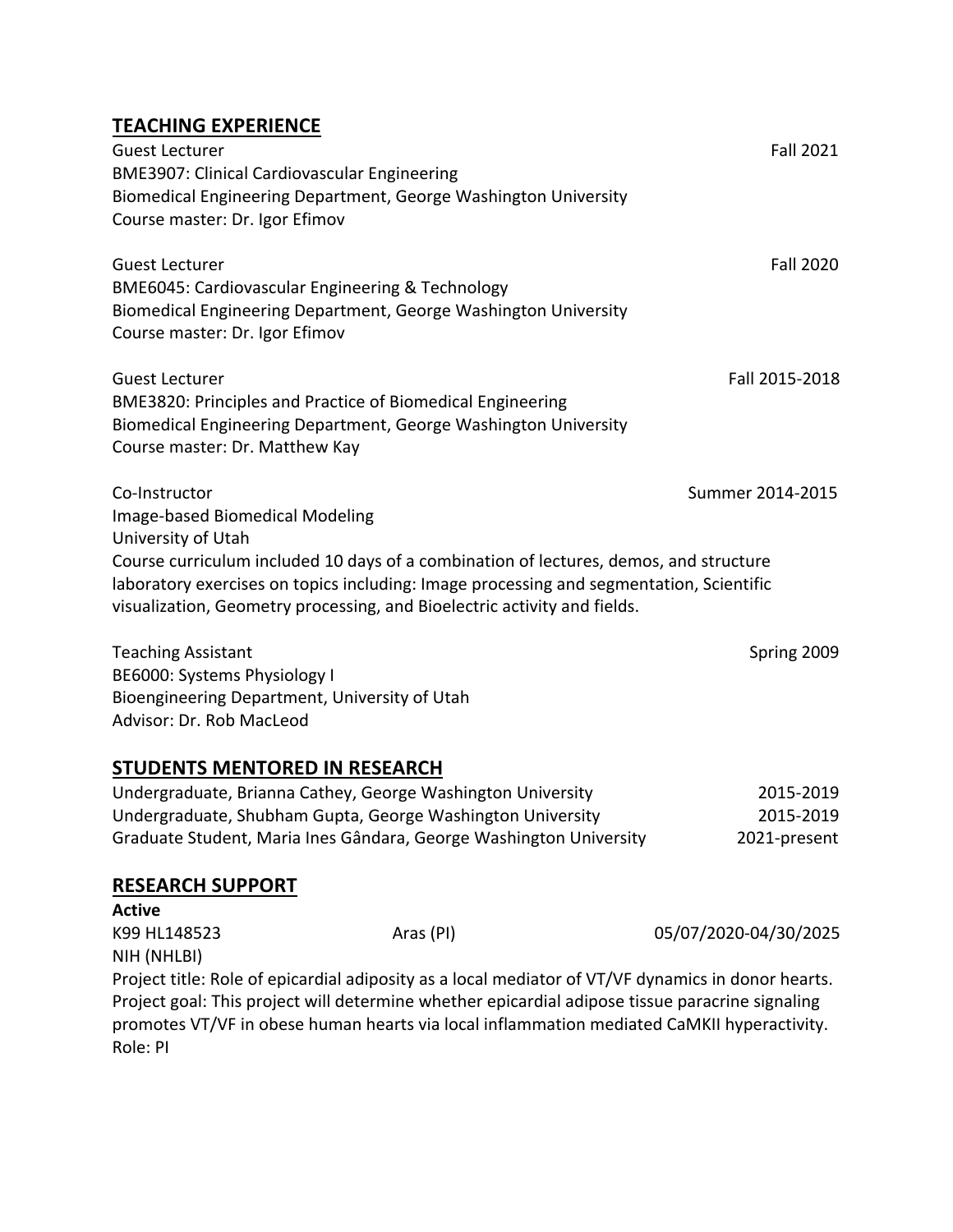## TEACHING EXPERIENCE

Guest Lecturer — Fall 2021
BME3907: Clinical Cardiovascular Engineering
Biomedical Engineering Department, George Washington University
Course master: Dr. Igor Efimov

Guest Lecturer — Fall 2020
BME6045: Cardiovascular Engineering & Technology
Biomedical Engineering Department, George Washington University
Course master: Dr. Igor Efimov

Guest Lecturer — Fall 2015-2018
BME3820: Principles and Practice of Biomedical Engineering
Biomedical Engineering Department, George Washington University
Course master: Dr. Matthew Kay

Co-Instructor — Summer 2014-2015
Image-based Biomedical Modeling
University of Utah
Course curriculum included 10 days of a combination of lectures, demos, and structure laboratory exercises on topics including: Image processing and segmentation, Scientific visualization, Geometry processing, and Bioelectric activity and fields.

Teaching Assistant — Spring 2009
BE6000: Systems Physiology I
Bioengineering Department, University of Utah
Advisor: Dr. Rob MacLeod

## STUDENTS MENTORED IN RESEARCH

Undergraduate, Brianna Cathey, George Washington University — 2015-2019
Undergraduate, Shubham Gupta, George Washington University — 2015-2019
Graduate Student, Maria Ines Gândara, George Washington University — 2021-present

## RESEARCH SUPPORT

**Active**

K99 HL148523 — Aras (PI) — 05/07/2020-04/30/2025
NIH (NHLBI)
Project title: Role of epicardial adiposity as a local mediator of VT/VF dynamics in donor hearts.
Project goal: This project will determine whether epicardial adipose tissue paracrine signaling promotes VT/VF in obese human hearts via local inflammation mediated CaMKII hyperactivity.
Role: PI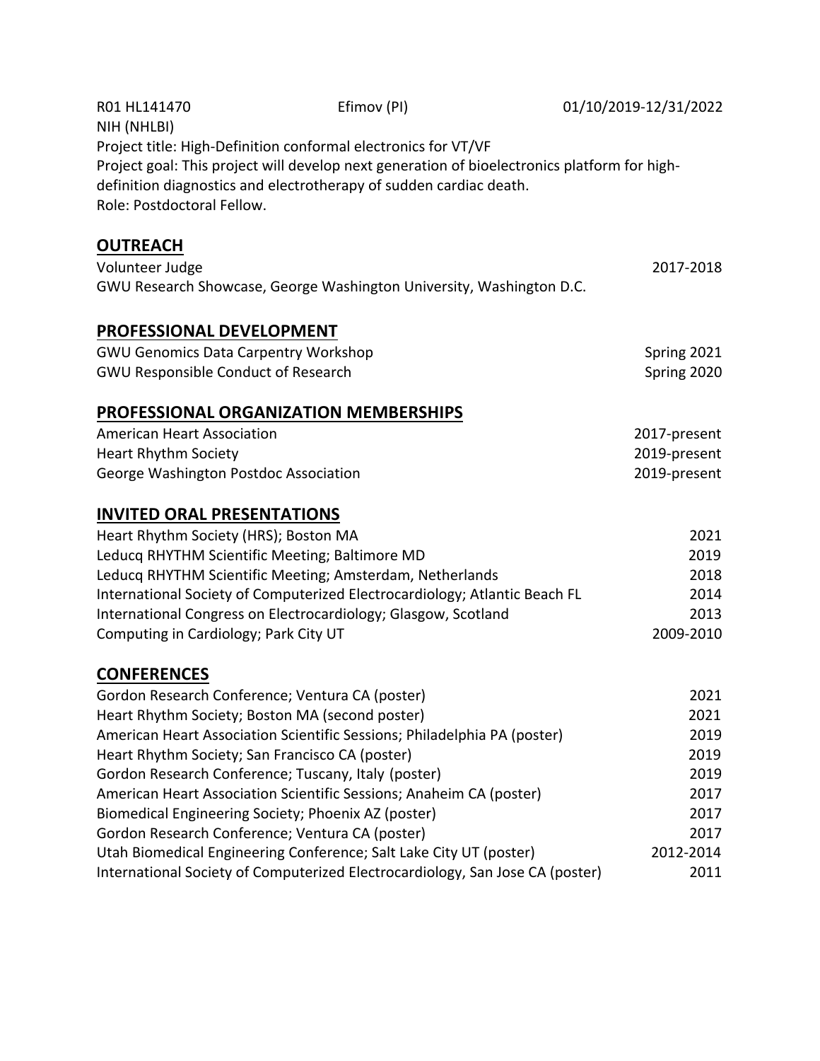R01 HL141470 Efimov (PI) 01/10/2019-12/31/2022
NIH (NHLBI)
Project title: High-Definition conformal electronics for VT/VF
Project goal: This project will develop next generation of bioelectronics platform for high-definition diagnostics and electrotherapy of sudden cardiac death.
Role: Postdoctoral Fellow.

## OUTREACH

Volunteer Judge 2017-2018
GWU Research Showcase, George Washington University, Washington D.C.

## PROFESSIONAL DEVELOPMENT

GWU Genomics Data Carpentry Workshop Spring 2021
GWU Responsible Conduct of Research Spring 2020

## PROFESSIONAL ORGANIZATION MEMBERSHIPS

American Heart Association 2017-present
Heart Rhythm Society 2019-present
George Washington Postdoc Association 2019-present

## INVITED ORAL PRESENTATIONS

Heart Rhythm Society (HRS); Boston MA 2021
Leducq RHYTHM Scientific Meeting; Baltimore MD 2019
Leducq RHYTHM Scientific Meeting; Amsterdam, Netherlands 2018
International Society of Computerized Electrocardiology; Atlantic Beach FL 2014
International Congress on Electrocardiology; Glasgow, Scotland 2013
Computing in Cardiology; Park City UT 2009-2010

## CONFERENCES

Gordon Research Conference; Ventura CA (poster) 2021
Heart Rhythm Society; Boston MA (second poster) 2021
American Heart Association Scientific Sessions; Philadelphia PA (poster) 2019
Heart Rhythm Society; San Francisco CA (poster) 2019
Gordon Research Conference; Tuscany, Italy (poster) 2019
American Heart Association Scientific Sessions; Anaheim CA (poster) 2017
Biomedical Engineering Society; Phoenix AZ (poster) 2017
Gordon Research Conference; Ventura CA (poster) 2017
Utah Biomedical Engineering Conference; Salt Lake City UT (poster) 2012-2014
International Society of Computerized Electrocardiology, San Jose CA (poster) 2011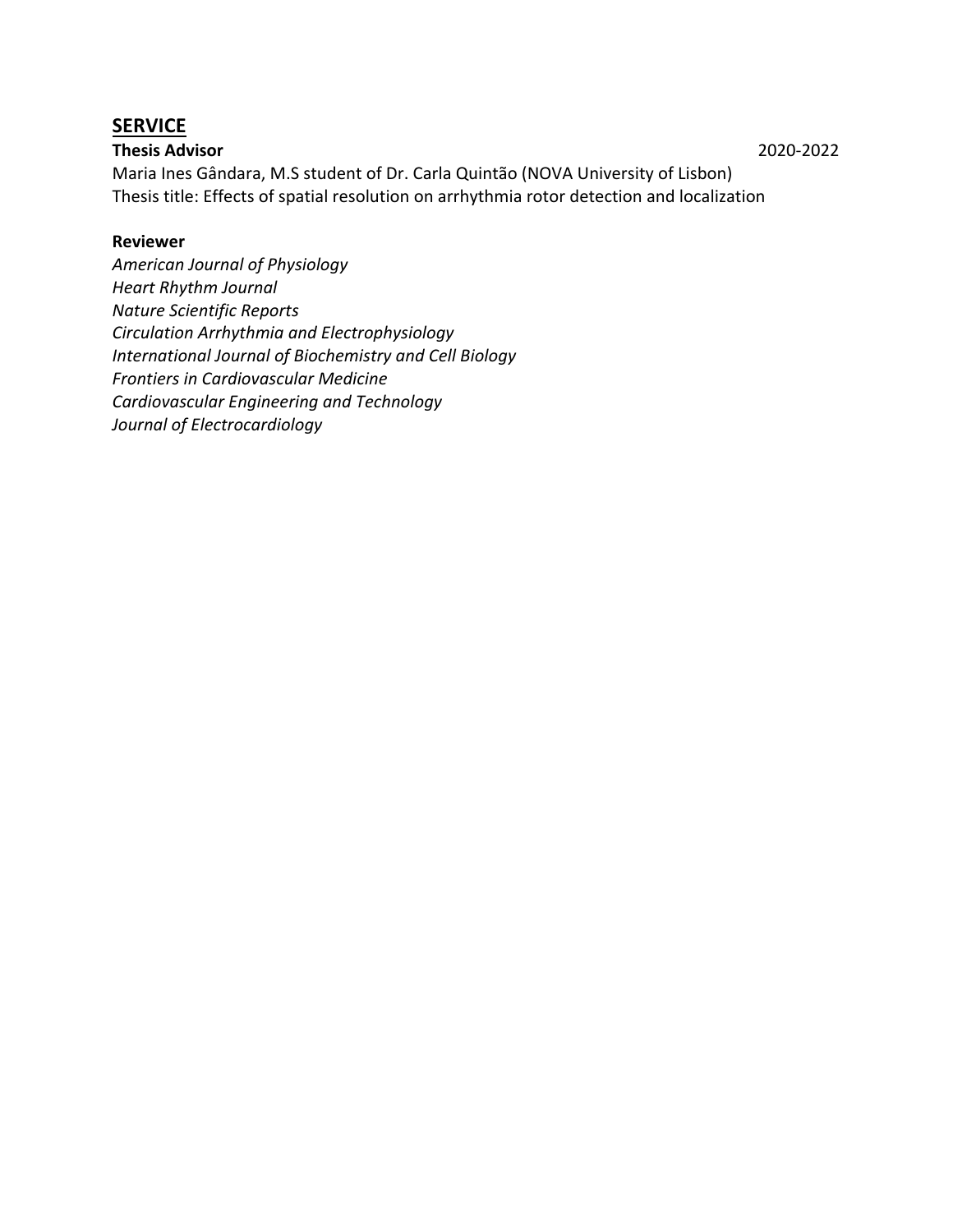## SERVICE

**Thesis Advisor** 2020-2022

Maria Ines Gândara, M.S student of Dr. Carla Quintão (NOVA University of Lisbon)
Thesis title: Effects of spatial resolution on arrhythmia rotor detection and localization

**Reviewer**

*American Journal of Physiology*
*Heart Rhythm Journal*
*Nature Scientific Reports*
*Circulation Arrhythmia and Electrophysiology*
*International Journal of Biochemistry and Cell Biology*
*Frontiers in Cardiovascular Medicine*
*Cardiovascular Engineering and Technology*
*Journal of Electrocardiology*